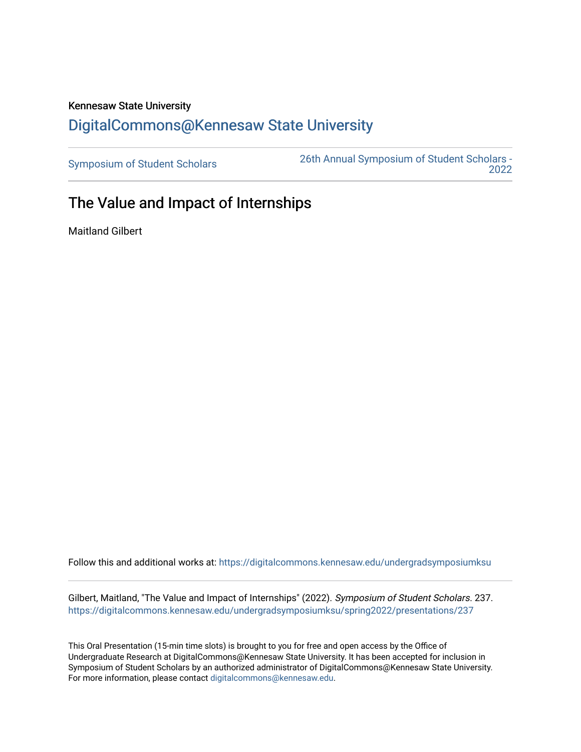Kennesaw State University

# DigitalCommons@Kennesaw State University

Symposium of Student Scholars

26th Annual Symposium of Student Scholars - 2022

## The Value and Impact of Internships

Maitland Gilbert

Follow this and additional works at: https://digitalcommons.kennesaw.edu/undergradsymposiumksu

Gilbert, Maitland, "The Value and Impact of Internships" (2022). *Symposium of Student Scholars*. 237.
https://digitalcommons.kennesaw.edu/undergradsymposiumksu/spring2022/presentations/237

This Oral Presentation (15-min time slots) is brought to you for free and open access by the Office of Undergraduate Research at DigitalCommons@Kennesaw State University. It has been accepted for inclusion in Symposium of Student Scholars by an authorized administrator of DigitalCommons@Kennesaw State University. For more information, please contact digitalcommons@kennesaw.edu.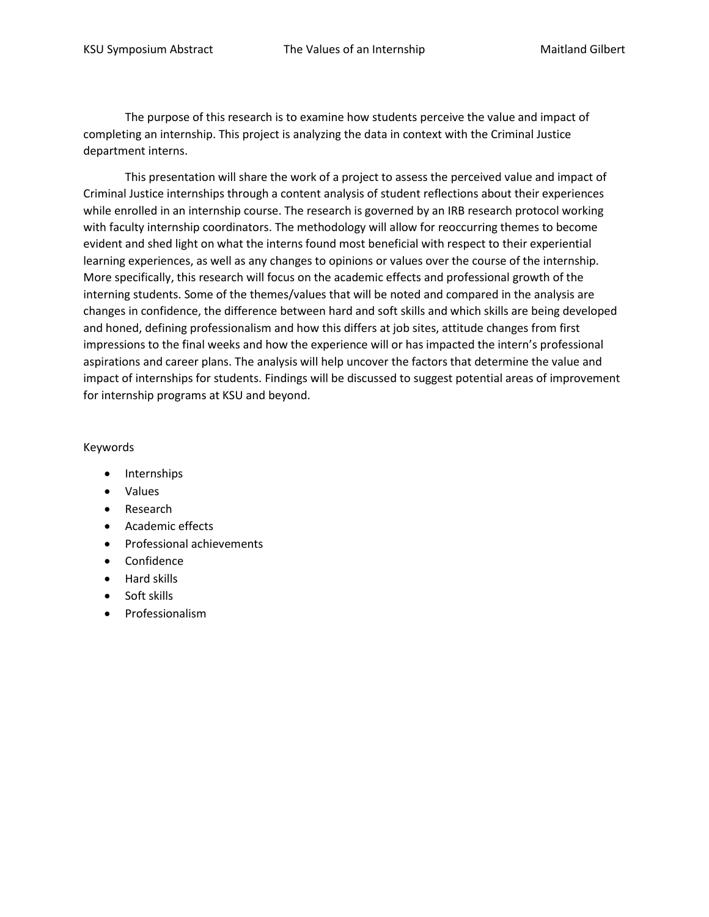The purpose of this research is to examine how students perceive the value and impact of completing an internship. This project is analyzing the data in context with the Criminal Justice department interns.

This presentation will share the work of a project to assess the perceived value and impact of Criminal Justice internships through a content analysis of student reflections about their experiences while enrolled in an internship course. The research is governed by an IRB research protocol working with faculty internship coordinators. The methodology will allow for reoccurring themes to become evident and shed light on what the interns found most beneficial with respect to their experiential learning experiences, as well as any changes to opinions or values over the course of the internship. More specifically, this research will focus on the academic effects and professional growth of the interning students. Some of the themes/values that will be noted and compared in the analysis are changes in confidence, the difference between hard and soft skills and which skills are being developed and honed, defining professionalism and how this differs at job sites, attitude changes from first impressions to the final weeks and how the experience will or has impacted the intern's professional aspirations and career plans. The analysis will help uncover the factors that determine the value and impact of internships for students. Findings will be discussed to suggest potential areas of improvement for internship programs at KSU and beyond.

Keywords

- Internships
- Values
- Research
- Academic effects
- Professional achievements
- Confidence
- Hard skills
- Soft skills
- Professionalism